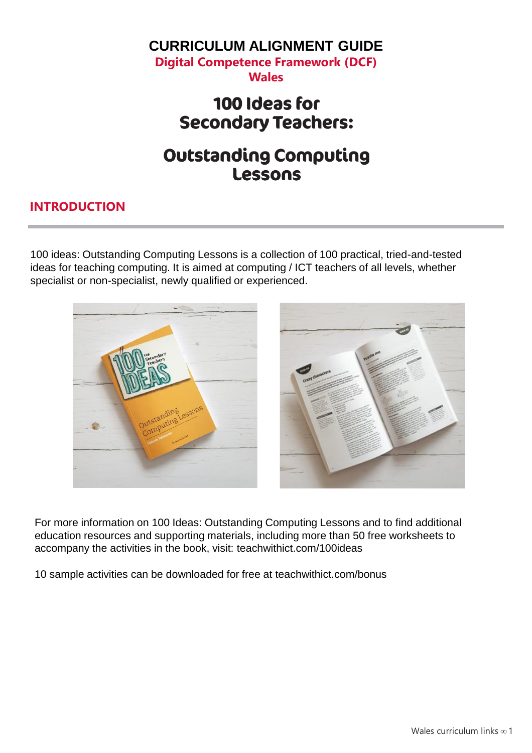# CURRICULUM ALIGNMENT GUIDE

**Digital Competence Framework (DCF)**
**Wales**

# 100 Ideas for Secondary Teachers:

# Outstanding Computing Lessons

## INTRODUCTION

100 ideas: Outstanding Computing Lessons is a collection of 100 practical, tried-and-tested ideas for teaching computing. It is aimed at computing / ICT teachers of all levels, whether specialist or non-specialist, newly qualified or experienced.

For more information on 100 Ideas: Outstanding Computing Lessons and to find additional education resources and supporting materials, including more than 50 free worksheets to accompany the activities in the book, visit: teachwithict.com/100ideas

10 sample activities can be downloaded for free at teachwithict.com/bonus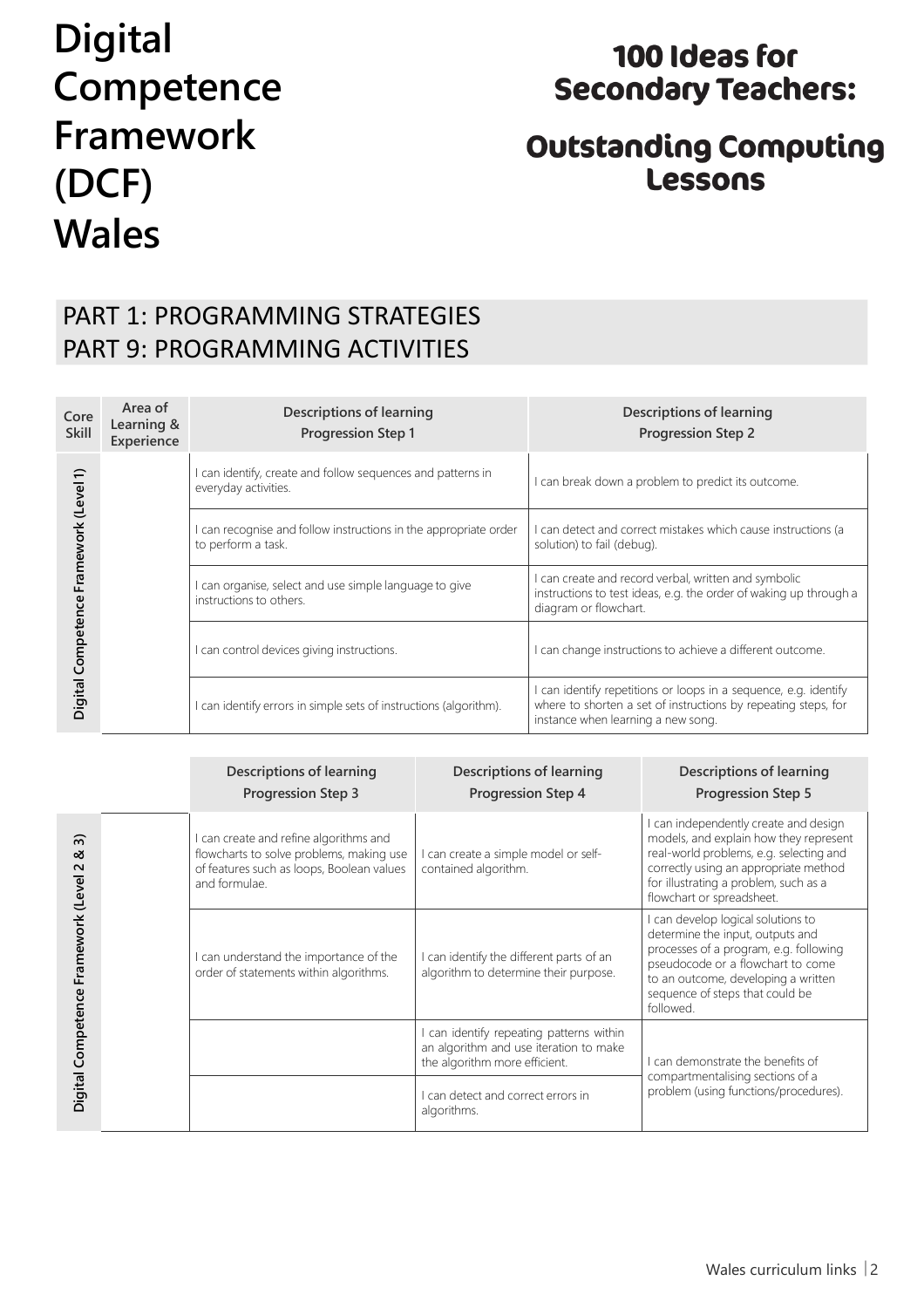# Digital Competence Framework (DCF) Wales

## 100 Ideas for Secondary Teachers:

## Outstanding Computing Lessons

## PART 1: PROGRAMMING STRATEGIES
## PART 9: PROGRAMMING ACTIVITIES

| Core Skill | Area of Learning & Experience | Descriptions of learning Progression Step 1 | Descriptions of learning Progression Step 2 |
|---|---|---|---|
| Digital Competence Framework (Level 1) | | I can identify, create and follow sequences and patterns in everyday activities. | I can break down a problem to predict its outcome. |
| | | I can recognise and follow instructions in the appropriate order to perform a task. | I can detect and correct mistakes which cause instructions (a solution) to fail (debug). |
| | | I can organise, select and use simple language to give instructions to others. | I can create and record verbal, written and symbolic instructions to test ideas, e.g. the order of waking up through a diagram or flowchart. |
| | | I can control devices giving instructions. | I can change instructions to achieve a different outcome. |
| | | I can identify errors in simple sets of instructions (algorithm). | I can identify repetitions or loops in a sequence, e.g. identify where to shorten a set of instructions by repeating steps, for instance when learning a new song. |

| Core Skill | Area of Learning & Experience | Descriptions of learning Progression Step 3 | Descriptions of learning Progression Step 4 | Descriptions of learning Progression Step 5 |
|---|---|---|---|---|
| Digital Competence Framework (Level 2 & 3) | | I can create and refine algorithms and flowcharts to solve problems, making use of features such as loops, Boolean values and formulae. | I can create a simple model or self-contained algorithm. | I can independently create and design models, and explain how they represent real-world problems, e.g. selecting and correctly using an appropriate method for illustrating a problem, such as a flowchart or spreadsheet. |
| | | I can understand the importance of the order of statements within algorithms. | I can identify the different parts of an algorithm to determine their purpose. | I can develop logical solutions to determine the input, outputs and processes of a program, e.g. following pseudocode or a flowchart to come to an outcome, developing a written sequence of steps that could be followed. |
| | | | I can identify repeating patterns within an algorithm and use iteration to make the algorithm more efficient. | I can demonstrate the benefits of compartmentalising sections of a problem (using functions/procedures). |
| | | | I can detect and correct errors in algorithms. | |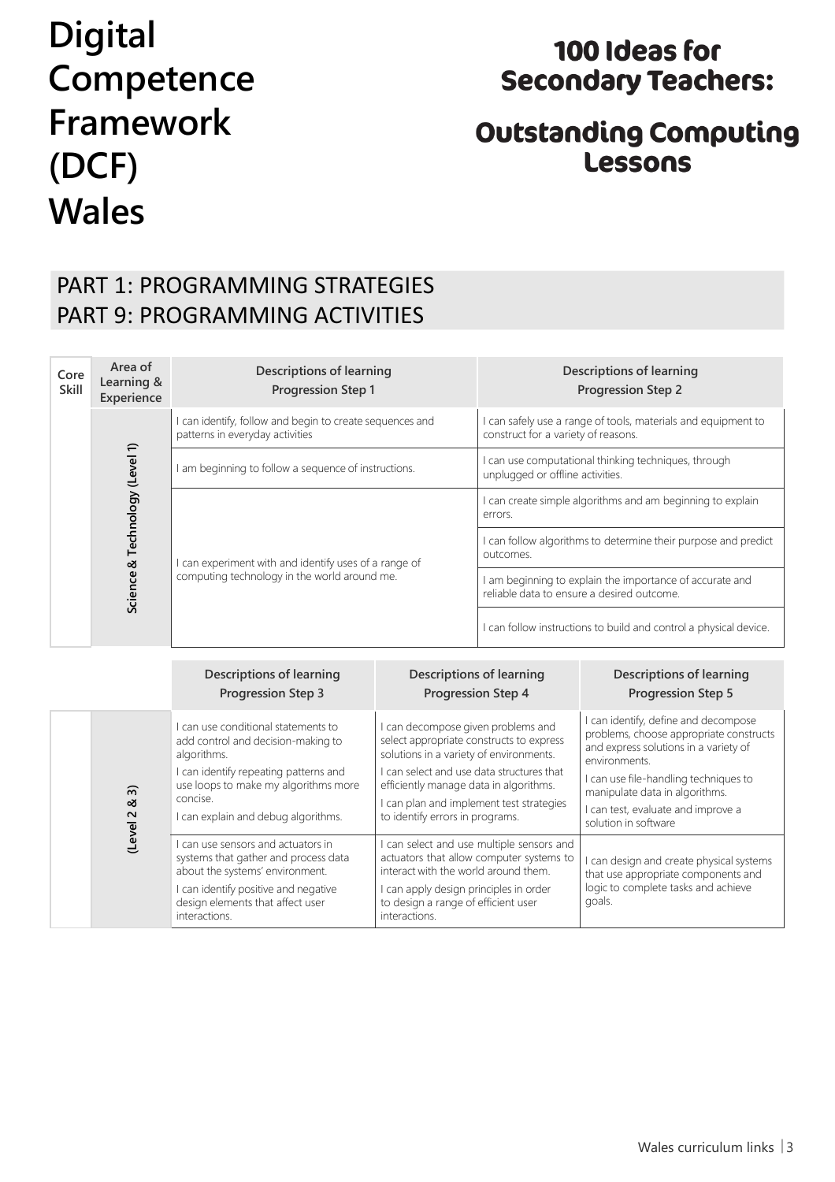# Digital Competence Framework (DCF) Wales

## 100 Ideas for Secondary Teachers:

## Outstanding Computing Lessons

## PART 1: PROGRAMMING STRATEGIES
## PART 9: PROGRAMMING ACTIVITIES

| Core Skill | Area of Learning & Experience | Descriptions of learning Progression Step 1 | Descriptions of learning Progression Step 2 |
|---|---|---|---|
| | Science & Technology (Level 1) | I can identify, follow and begin to create sequences and patterns in everyday activities | I can safely use a range of tools, materials and equipment to construct for a variety of reasons. |
| | | I am beginning to follow a sequence of instructions. | I can use computational thinking techniques, through unplugged or offline activities. |
| | | I can experiment with and identify uses of a range of computing technology in the world around me. | I can create simple algorithms and am beginning to explain errors. |
| | | | I can follow algorithms to determine their purpose and predict outcomes. |
| | | | I am beginning to explain the importance of accurate and reliable data to ensure a desired outcome. |
| | | | I can follow instructions to build and control a physical device. |

| | | Descriptions of learning Progression Step 3 | Descriptions of learning Progression Step 4 | Descriptions of learning Progression Step 5 |
|---|---|---|---|---|
| | (Level 2 & 3) | I can use conditional statements to add control and decision-making to algorithms. I can identify repeating patterns and use loops to make my algorithms more concise. I can explain and debug algorithms. | I can decompose given problems and select appropriate constructs to express solutions in a variety of environments. I can select and use data structures that efficiently manage data in algorithms. I can plan and implement test strategies to identify errors in programs. | I can identify, define and decompose problems, choose appropriate constructs and express solutions in a variety of environments. I can use file-handling techniques to manipulate data in algorithms. I can test, evaluate and improve a solution in software |
| | | I can use sensors and actuators in systems that gather and process data about the systems' environment. I can identify positive and negative design elements that affect user interactions. | I can select and use multiple sensors and actuators that allow computer systems to interact with the world around them. I can apply design principles in order to design a range of efficient user interactions. | I can design and create physical systems that use appropriate components and logic to complete tasks and achieve goals. |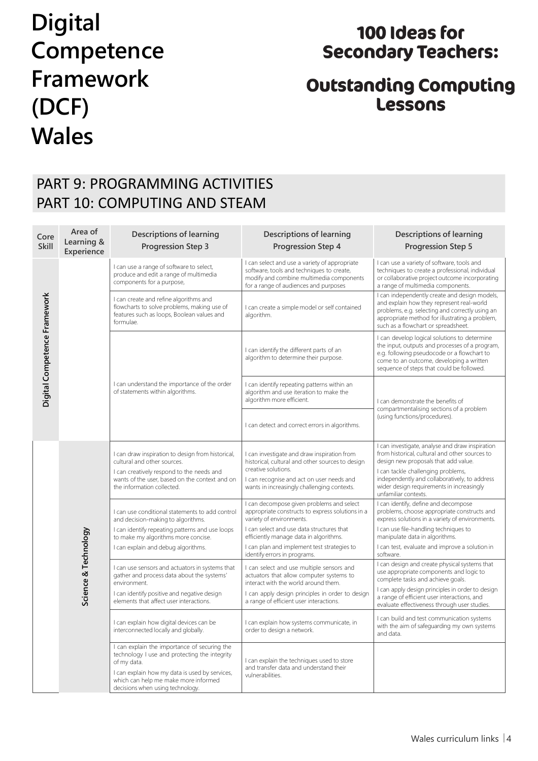# Digital Competence Framework (DCF) Wales

## 100 Ideas for Secondary Teachers:

## Outstanding Computing Lessons

## PART 9: PROGRAMMING ACTIVITIES
## PART 10: COMPUTING AND STEAM

| Core Skill | Area of Learning & Experience | Descriptions of learning Progression Step 3 | Descriptions of learning Progression Step 4 | Descriptions of learning Progression Step 5 |
|---|---|---|---|---|
| Digital Competence Framework | | I can use a range of software to select, produce and edit a range of multimedia components for a purpose, | I can select and use a variety of appropriate software, tools and techniques to create, modify and combine multimedia components for a range of audiences and purposes | I can use a variety of software, tools and techniques to create a professional, individual or collaborative project outcome incorporating a range of multimedia components. |
| | | I can create and refine algorithms and flowcharts to solve problems, making use of features such as loops, Boolean values and formulae. | I can create a simple model or self contained algorithm. | I can independently create and design models, and explain how they represent real-world problems, e.g. selecting and correctly using an appropriate method for illustrating a problem, such as a flowchart or spreadsheet. |
| | | I can understand the importance of the order of statements within algorithms. | I can identify the different parts of an algorithm to determine their purpose. | I can develop logical solutions to determine the input, outputs and processes of a program, e.g. following pseudocode or a flowchart to come to an outcome, developing a written sequence of steps that could be followed. |
| | | | I can identify repeating patterns within an algorithm and use iteration to make the algorithm more efficient. | I can demonstrate the benefits of compartmentalising sections of a problem (using functions/procedures). |
| | | | I can detect and correct errors in algorithms. | |
| | Science & Technology | I can draw inspiration to design from historical, cultural and other sources. I can creatively respond to the needs and wants of the user, based on the context and on the information collected. | I can investigate and draw inspiration from historical, cultural and other sources to design creative solutions. I can recognise and act on user needs and wants in increasingly challenging contexts. | I can investigate, analyse and draw inspiration from historical, cultural and other sources to design new proposals that add value. I can tackle challenging problems, independently and collaboratively, to address wider design requirements in increasingly unfamiliar contexts. |
| | | I can use conditional statements to add control and decision-making to algorithms. I can identify repeating patterns and use loops to make my algorithms more concise. I can explain and debug algorithms. | I can decompose given problems and select appropriate constructs to express solutions in a variety of environments. I can select and use data structures that efficiently manage data in algorithms. I can plan and implement test strategies to identify errors in programs. | I can identify, define and decompose problems, choose appropriate constructs and express solutions in a variety of environments. I can use file-handling techniques to manipulate data in algorithms. I can test, evaluate and improve a solution in software. |
| | | I can use sensors and actuators in systems that gather and process data about the systems' environment. I can identify positive and negative design elements that affect user interactions. | I can select and use multiple sensors and actuators that allow computer systems to interact with the world around them. I can apply design principles in order to design a range of efficient user interactions. | I can design and create physical systems that use appropriate components and logic to complete tasks and achieve goals. I can apply design principles in order to design a range of efficient user interactions, and evaluate effectiveness through user studies. |
| | | I can explain how digital devices can be interconnected locally and globally. | I can explain how systems communicate, in order to design a network. | I can build and test communication systems with the aim of safeguarding my own systems and data. |
| | | I can explain the importance of securing the technology I use and protecting the integrity of my data. I can explain how my data is used by services, which can help me make more informed decisions when using technology. | I can explain the techniques used to store and transfer data and understand their vulnerabilities. | |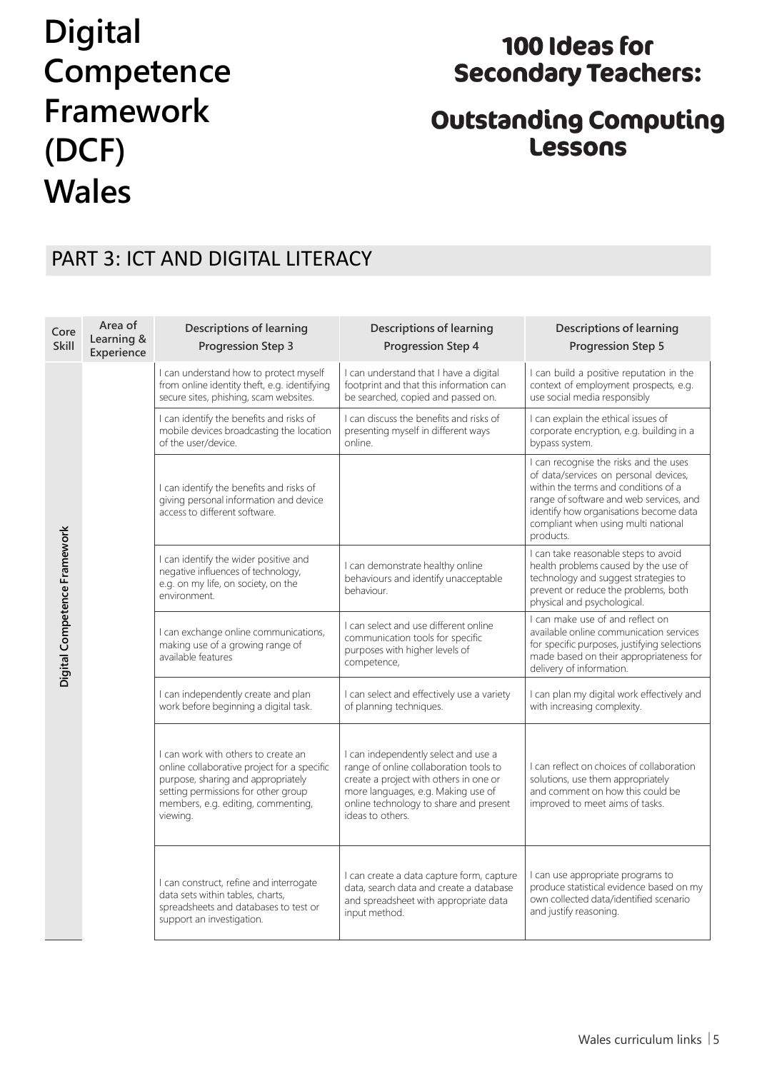# Digital Competence Framework (DCF) Wales

## 100 Ideas for Secondary Teachers: Outstanding Computing Lessons

## PART 3: ICT AND DIGITAL LITERACY

| Core Skill | Area of Learning & Experience | Descriptions of learning Progression Step 3 | Descriptions of learning Progression Step 4 | Descriptions of learning Progression Step 5 |
|---|---|---|---|---|
| Digital Competence Framework | | I can understand how to protect myself from online identity theft, e.g. identifying secure sites, phishing, scam websites. | I can understand that I have a digital footprint and that this information can be searched, copied and passed on. | I can build a positive reputation in the context of employment prospects, e.g. use social media responsibly |
| | | I can identify the benefits and risks of mobile devices broadcasting the location of the user/device. | I can discuss the benefits and risks of presenting myself in different ways online. | I can explain the ethical issues of corporate encryption, e.g. building in a bypass system. |
| | | I can identify the benefits and risks of giving personal information and device access to different software. | | I can recognise the risks and the uses of data/services on personal devices, within the terms and conditions of a range of software and web services, and identify how organisations become data compliant when using multi national products. |
| | | I can identify the wider positive and negative influences of technology, e.g. on my life, on society, on the environment. | I can demonstrate healthy online behaviours and identify unacceptable behaviour. | I can take reasonable steps to avoid health problems caused by the use of technology and suggest strategies to prevent or reduce the problems, both physical and psychological. |
| | | I can exchange online communications, making use of a growing range of available features | I can select and use different online communication tools for specific purposes with higher levels of competence, | I can make use of and reflect on available online communication services for specific purposes, justifying selections made based on their appropriateness for delivery of information. |
| | | I can independently create and plan work before beginning a digital task. | I can select and effectively use a variety of planning techniques. | I can plan my digital work effectively and with increasing complexity. |
| | | I can work with others to create an online collaborative project for a specific purpose, sharing and appropriately setting permissions for other group members, e.g. editing, commenting, viewing. | I can independently select and use a range of online collaboration tools to create a project with others in one or more languages, e.g. Making use of online technology to share and present ideas to others. | I can reflect on choices of collaboration solutions, use them appropriately and comment on how this could be improved to meet aims of tasks. |
| | | I can construct, refine and interrogate data sets within tables, charts, spreadsheets and databases to test or support an investigation. | I can create a data capture form, capture data, search data and create a database and spreadsheet with appropriate data input method. | I can use appropriate programs to produce statistical evidence based on my own collected data/identified scenario and justify reasoning. |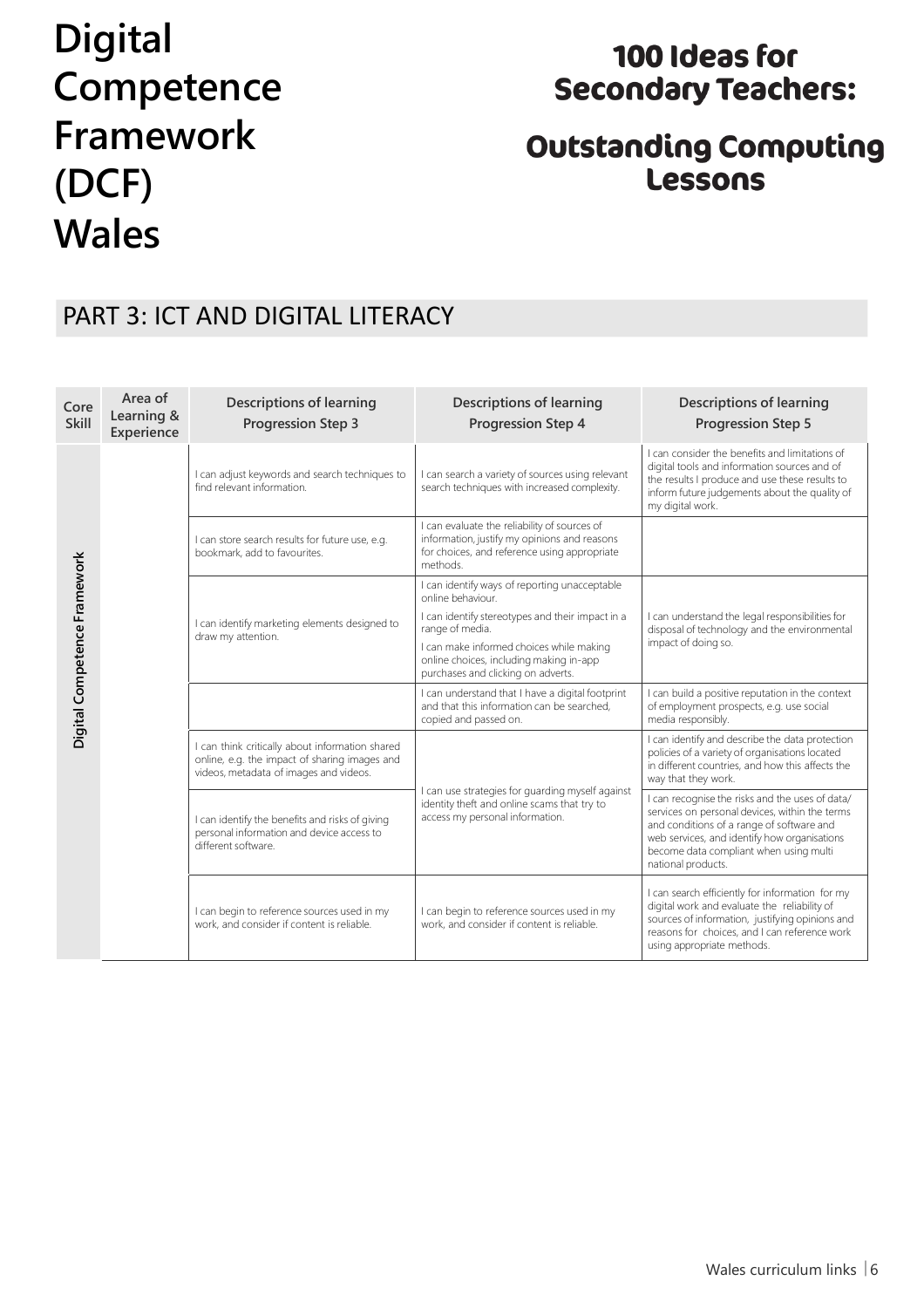# Digital Competence Framework (DCF) Wales

## 100 Ideas for Secondary Teachers: Outstanding Computing Lessons

## PART 3: ICT AND DIGITAL LITERACY

| Core Skill | Area of Learning & Experience | Descriptions of learning Progression Step 3 | Descriptions of learning Progression Step 4 | Descriptions of learning Progression Step 5 |
|---|---|---|---|---|
| Digital Competence Framework | | I can adjust keywords and search techniques to find relevant information. | I can search a variety of sources using relevant search techniques with increased complexity. | I can consider the benefits and limitations of digital tools and information sources and of the results I produce and use these results to inform future judgements about the quality of my digital work. |
| | | I can store search results for future use, e.g. bookmark, add to favourites. | I can evaluate the reliability of sources of information, justify my opinions and reasons for choices, and reference using appropriate methods. | |
| | | I can identify marketing elements designed to draw my attention. | I can identify ways of reporting unacceptable online behaviour. I can identify stereotypes and their impact in a range of media. I can make informed choices while making online choices, including making in-app purchases and clicking on adverts. | I can understand the legal responsibilities for disposal of technology and the environmental impact of doing so. |
| | | | I can understand that I have a digital footprint and that this information can be searched, copied and passed on. | I can build a positive reputation in the context of employment prospects, e.g. use social media responsibly. |
| | | I can think critically about information shared online, e.g. the impact of sharing images and videos, metadata of images and videos. | I can use strategies for guarding myself against identity theft and online scams that try to access my personal information. | I can identify and describe the data protection policies of a variety of organisations located in different countries, and how this affects the way that they work. |
| | | I can identify the benefits and risks of giving personal information and device access to different software. | | I can recognise the risks and the uses of data/ services on personal devices, within the terms and conditions of a range of software and web services, and identify how organisations become data compliant when using multi national products. |
| | | I can begin to reference sources used in my work, and consider if content is reliable. | I can begin to reference sources used in my work, and consider if content is reliable. | I can search efficiently for information for my digital work and evaluate the reliability of sources of information, justifying opinions and reasons for choices, and I can reference work using appropriate methods. |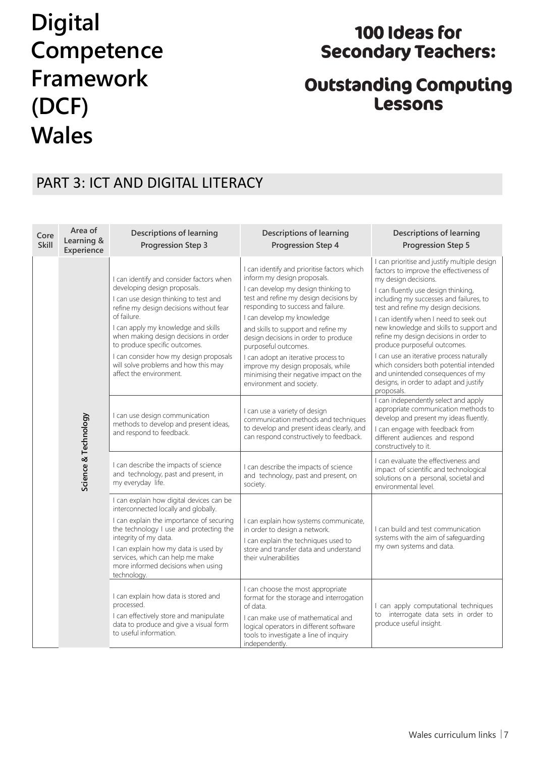# Digital Competence Framework (DCF) Wales

## 100 Ideas for Secondary Teachers: Outstanding Computing Lessons

## PART 3: ICT AND DIGITAL LITERACY

| Core Skill | Area of Learning & Experience | Descriptions of learning Progression Step 3 | Descriptions of learning Progression Step 4 | Descriptions of learning Progression Step 5 |
|---|---|---|---|---|
| | Science & Technology | I can identify and consider factors when developing design proposals. I can use design thinking to test and refine my design decisions without fear of failure. I can apply my knowledge and skills when making design decisions in order to produce specific outcomes. I can consider how my design proposals will solve problems and how this may affect the environment. | I can identify and prioritise factors which inform my design proposals. I can develop my design thinking to test and refine my design decisions by responding to success and failure. I can develop my knowledge and skills to support and refine my design decisions in order to produce purposeful outcomes. I can adopt an iterative process to improve my design proposals, while minimising their negative impact on the environment and society. | I can prioritise and justify multiple design factors to improve the effectiveness of my design decisions. I can fluently use design thinking, including my successes and failures, to test and refine my design decisions. I can identify when I need to seek out new knowledge and skills to support and refine my design decisions in order to produce purposeful outcomes. I can use an iterative process naturally which considers both potential intended and unintended consequences of my designs, in order to adapt and justify proposals. |
| | | I can use design communication methods to develop and present ideas, and respond to feedback. | I can use a variety of design communication methods and techniques to develop and present ideas clearly, and can respond constructively to feedback. | I can independently select and apply appropriate communication methods to develop and present my ideas fluently. I can engage with feedback from different audiences and respond constructively to it. |
| | | I can describe the impacts of science and technology, past and present, in my everyday life. | I can describe the impacts of science and technology, past and present, on society. | I can evaluate the effectiveness and impact of scientific and technological solutions on a personal, societal and environmental level. |
| | | I can explain how digital devices can be interconnected locally and globally. I can explain the importance of securing the technology I use and protecting the integrity of my data. I can explain how my data is used by services, which can help me make more informed decisions when using technology. | I can explain how systems communicate, in order to design a network. I can explain the techniques used to store and transfer data and understand their vulnerabilities | I can build and test communication systems with the aim of safeguarding my own systems and data. |
| | | I can explain how data is stored and processed. I can effectively store and manipulate data to produce and give a visual form to useful information. | I can choose the most appropriate format for the storage and interrogation of data. I can make use of mathematical and logical operators in different software tools to investigate a line of inquiry independently. | I can apply computational techniques to interrogate data sets in order to produce useful insight. |

Wales curriculum links